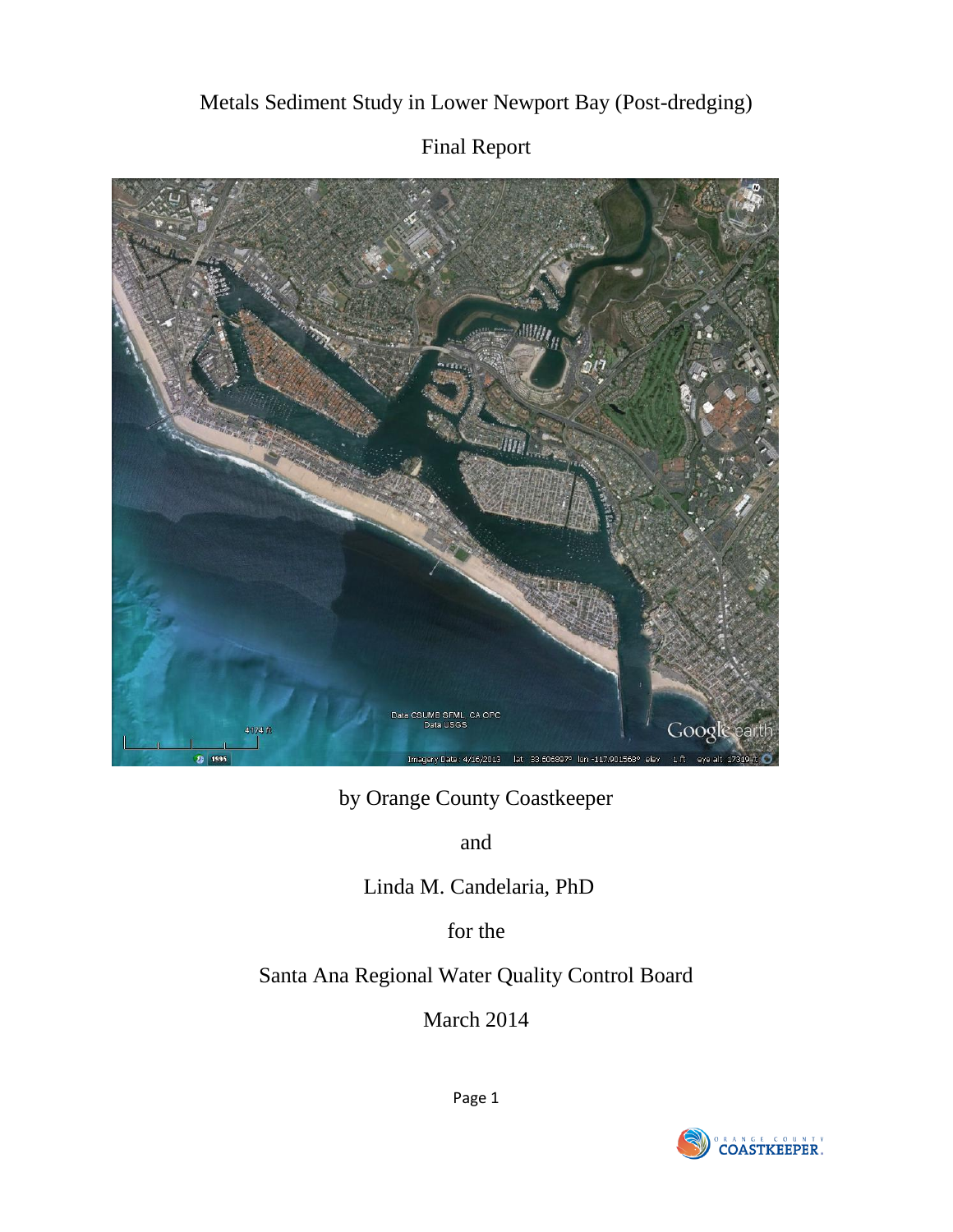# Metals Sediment Study in Lower Newport Bay (Post-dredging)

## Final Report

by Orange County Coastkeeper

and

Linda M. Candelaria, PhD

for the

Santa Ana Regional Water Quality Control Board

March 2014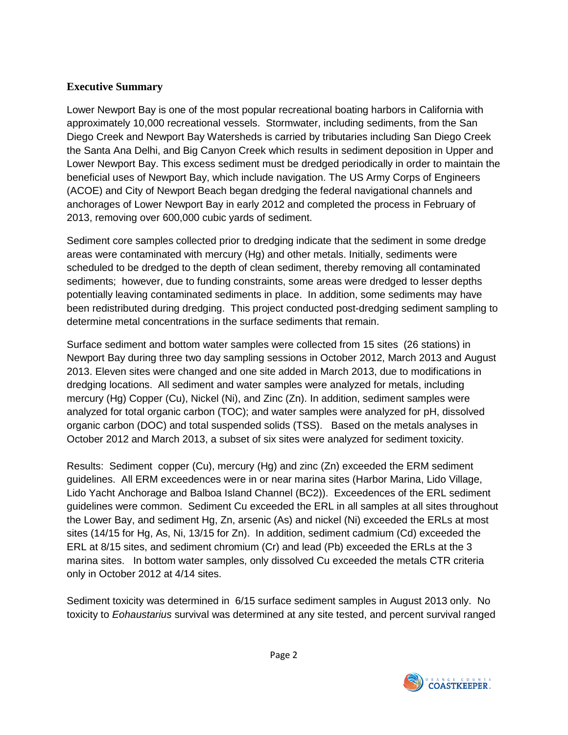## Executive Summary

Lower Newport Bay is one of the most popular recreational boating harbors in California with approximately 10,000 recreational vessels. Stormwater, including sediments, from the San Diego Creek and Newport Bay Watersheds is carried by tributaries including San Diego Creek the Santa Ana Delhi, and Big Canyon Creek which results in sediment deposition in Upper and Lower Newport Bay. This excess sediment must be dredged periodically in order to maintain the beneficial uses of Newport Bay, which include navigation. The US Army Corps of Engineers (ACOE) and City of Newport Beach began dredging the federal navigational channels and anchorages of Lower Newport Bay in early 2012 and completed the process in February of 2013, removing over 600,000 cubic yards of sediment.

Sediment core samples collected prior to dredging indicate that the sediment in some dredge areas were contaminated with mercury (Hg) and other metals. Initially, sediments were scheduled to be dredged to the depth of clean sediment, thereby removing all contaminated sediments; however, due to funding constraints, some areas were dredged to lesser depths potentially leaving contaminated sediments in place. In addition, some sediments may have been redistributed during dredging. This project conducted post-dredging sediment sampling to determine metal concentrations in the surface sediments that remain.

Surface sediment and bottom water samples were collected from 15 sites (26 stations) in Newport Bay during three two day sampling sessions in October 2012, March 2013 and August 2013. Eleven sites were changed and one site added in March 2013, due to modifications in dredging locations. All sediment and water samples were analyzed for metals, including mercury (Hg) Copper (Cu), Nickel (Ni), and Zinc (Zn). In addition, sediment samples were analyzed for total organic carbon (TOC); and water samples were analyzed for pH, dissolved organic carbon (DOC) and total suspended solids (TSS). Based on the metals analyses in October 2012 and March 2013, a subset of six sites were analyzed for sediment toxicity.

Results: Sediment copper (Cu), mercury (Hg) and zinc (Zn) exceeded the ERM sediment guidelines. All ERM exceedences were in or near marina sites (Harbor Marina, Lido Village, Lido Yacht Anchorage and Balboa Island Channel (BC2)). Exceedences of the ERL sediment guidelines were common. Sediment Cu exceeded the ERL in all samples at all sites throughout the Lower Bay, and sediment Hg, Zn, arsenic (As) and nickel (Ni) exceeded the ERLs at most sites (14/15 for Hg, As, Ni, 13/15 for Zn). In addition, sediment cadmium (Cd) exceeded the ERL at 8/15 sites, and sediment chromium (Cr) and lead (Pb) exceeded the ERLs at the 3 marina sites. In bottom water samples, only dissolved Cu exceeded the metals CTR criteria only in October 2012 at 4/14 sites.

Sediment toxicity was determined in 6/15 surface sediment samples in August 2013 only. No toxicity to *Eohaustarius* survival was determined at any site tested, and percent survival ranged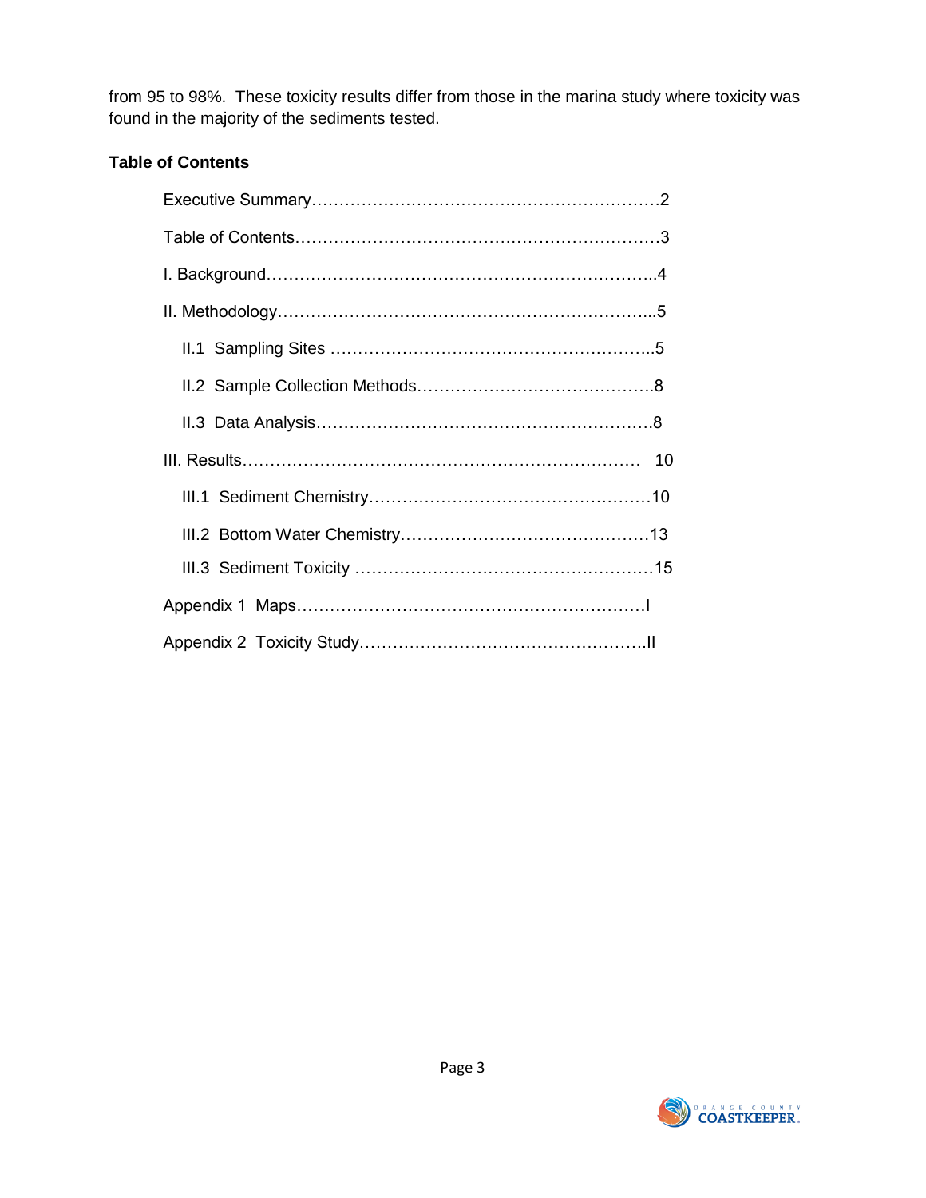from 95 to 98%. These toxicity results differ from those in the marina study where toxicity was found in the majority of the sediments tested.

**Table of Contents**

Executive Summary……………………………………………………………2

Table of Contents……………………………………………………………3

I. Background…………………………………………………………………4

II. Methodology………………………………………………………………5

- II.1 Sampling Sites ……………………………………………………5
- II.2 Sample Collection Methods………………………………………8
- II.3 Data Analysis……………………………………………………8

III. Results………………………………………………………………… 10

- III.1 Sediment Chemistry……………………………………………10
- III.2 Bottom Water Chemistry………………………………………13
- III.3 Sediment Toxicity ………………………………………………15

Appendix 1 Maps………………………………………………………I

Appendix 2 Toxicity Study……………………………………………II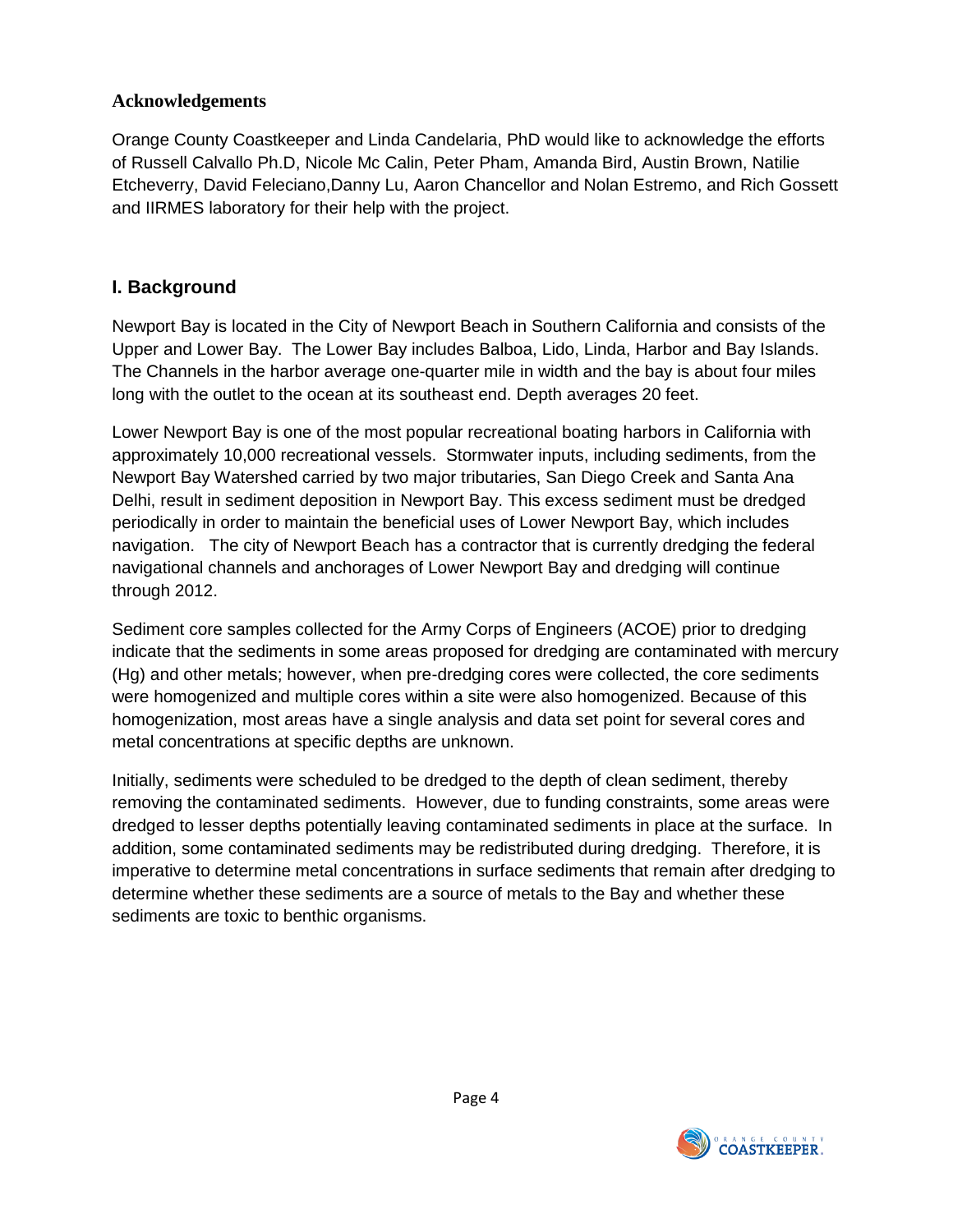## Acknowledgements

Orange County Coastkeeper and Linda Candelaria, PhD would like to acknowledge the efforts of Russell Calvallo Ph.D, Nicole Mc Calin, Peter Pham, Amanda Bird, Austin Brown, Natilie Etcheverry, David Feleciano,Danny Lu, Aaron Chancellor and Nolan Estremo, and Rich Gossett and IIRMES laboratory for their help with the project.

## I. Background

Newport Bay is located in the City of Newport Beach in Southern California and consists of the Upper and Lower Bay. The Lower Bay includes Balboa, Lido, Linda, Harbor and Bay Islands. The Channels in the harbor average one-quarter mile in width and the bay is about four miles long with the outlet to the ocean at its southeast end. Depth averages 20 feet.

Lower Newport Bay is one of the most popular recreational boating harbors in California with approximately 10,000 recreational vessels. Stormwater inputs, including sediments, from the Newport Bay Watershed carried by two major tributaries, San Diego Creek and Santa Ana Delhi, result in sediment deposition in Newport Bay. This excess sediment must be dredged periodically in order to maintain the beneficial uses of Lower Newport Bay, which includes navigation. The city of Newport Beach has a contractor that is currently dredging the federal navigational channels and anchorages of Lower Newport Bay and dredging will continue through 2012.

Sediment core samples collected for the Army Corps of Engineers (ACOE) prior to dredging indicate that the sediments in some areas proposed for dredging are contaminated with mercury (Hg) and other metals; however, when pre-dredging cores were collected, the core sediments were homogenized and multiple cores within a site were also homogenized. Because of this homogenization, most areas have a single analysis and data set point for several cores and metal concentrations at specific depths are unknown.

Initially, sediments were scheduled to be dredged to the depth of clean sediment, thereby removing the contaminated sediments. However, due to funding constraints, some areas were dredged to lesser depths potentially leaving contaminated sediments in place at the surface. In addition, some contaminated sediments may be redistributed during dredging. Therefore, it is imperative to determine metal concentrations in surface sediments that remain after dredging to determine whether these sediments are a source of metals to the Bay and whether these sediments are toxic to benthic organisms.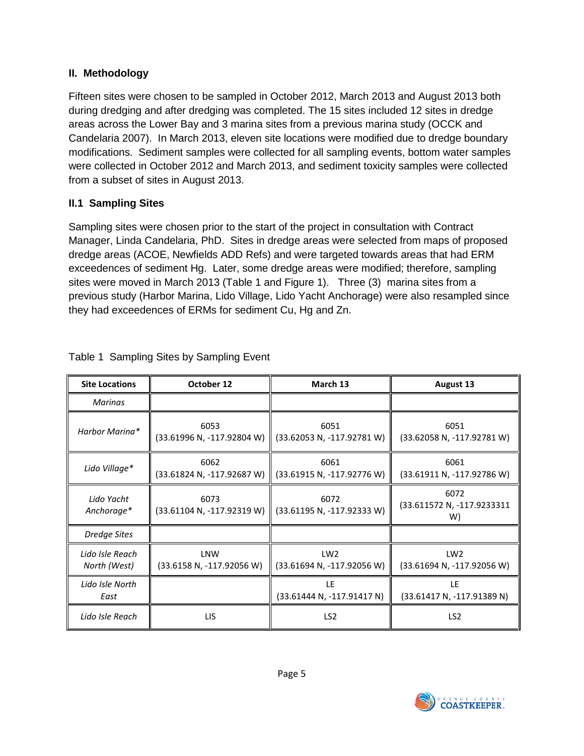## II. Methodology

Fifteen sites were chosen to be sampled in October 2012, March 2013 and August 2013 both during dredging and after dredging was completed. The 15 sites included 12 sites in dredge areas across the Lower Bay and 3 marina sites from a previous marina study (OCCK and Candelaria 2007). In March 2013, eleven site locations were modified due to dredge boundary modifications. Sediment samples were collected for all sampling events, bottom water samples were collected in October 2012 and March 2013, and sediment toxicity samples were collected from a subset of sites in August 2013.

### II.1 Sampling Sites

Sampling sites were chosen prior to the start of the project in consultation with Contract Manager, Linda Candelaria, PhD. Sites in dredge areas were selected from maps of proposed dredge areas (ACOE, Newfields ADD Refs) and were targeted towards areas that had ERM exceedences of sediment Hg. Later, some dredge areas were modified; therefore, sampling sites were moved in March 2013 (Table 1 and Figure 1). Three (3) marina sites from a previous study (Harbor Marina, Lido Village, Lido Yacht Anchorage) were also resampled since they had exceedences of ERMs for sediment Cu, Hg and Zn.

Table 1 Sampling Sites by Sampling Event

| Site Locations | October 12 | March 13 | August 13 |
|---|---|---|---|
| *Marinas* | | | |
| *Harbor Marina** | 6053 (33.61996 N, -117.92804 W) | 6051 (33.62053 N, -117.92781 W) | 6051 (33.62058 N, -117.92781 W) |
| *Lido Village** | 6062 (33.61824 N, -117.92687 W) | 6061 (33.61915 N, -117.92776 W) | 6061 (33.61911 N, -117.92786 W) |
| *Lido Yacht Anchorage** | 6073 (33.61104 N, -117.92319 W) | 6072 (33.61195 N, -117.92333 W) | 6072 (33.611572 N, -117.9233311 W) |
| *Dredge Sites* | | | |
| *Lido Isle Reach North (West)* | LNW (33.6158 N, -117.92056 W) | LW2 (33.61694 N, -117.92056 W) | LW2 (33.61694 N, -117.92056 W) |
| *Lido Isle North East* | | LE (33.61444 N, -117.91417 N) | LE (33.61417 N, -117.91389 N) |
| *Lido Isle Reach* | LIS | LS2 | LS2 |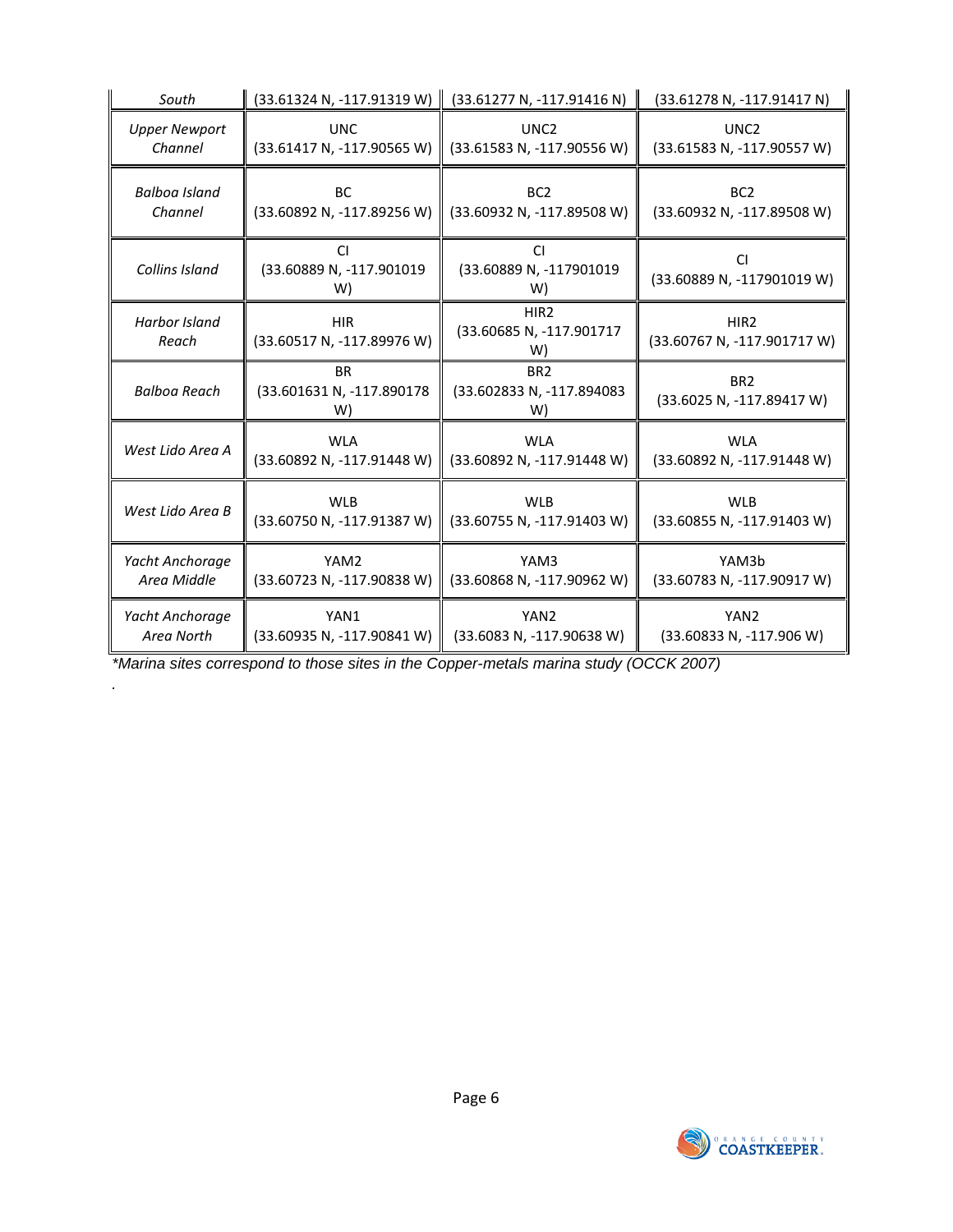| | | | |
|---|---|---|---|
| *South* | (33.61324 N, -117.91319 W) | (33.61277 N, -117.91416 N) | (33.61278 N, -117.91417 N) |
| *Upper Newport Channel* | UNC (33.61417 N, -117.90565 W) | UNC2 (33.61583 N, -117.90556 W) | UNC2 (33.61583 N, -117.90557 W) |
| *Balboa Island Channel* | BC (33.60892 N, -117.89256 W) | BC2 (33.60932 N, -117.89508 W) | BC2 (33.60932 N, -117.89508 W) |
| *Collins Island* | CI (33.60889 N, -117.901019 W) | CI (33.60889 N, -117901019 W) | CI (33.60889 N, -117901019 W) |
| *Harbor Island Reach* | HIR (33.60517 N, -117.89976 W) | HIR2 (33.60685 N, -117.901717 W) | HIR2 (33.60767 N, -117.901717 W) |
| *Balboa Reach* | BR (33.601631 N, -117.890178 W) | BR2 (33.602833 N, -117.894083 W) | BR2 (33.6025 N, -117.89417 W) |
| *West Lido Area A* | WLA (33.60892 N, -117.91448 W) | WLA (33.60892 N, -117.91448 W) | WLA (33.60892 N, -117.91448 W) |
| *West Lido Area B* | WLB (33.60750 N, -117.91387 W) | WLB (33.60755 N, -117.91403 W) | WLB (33.60855 N, -117.91403 W) |
| *Yacht Anchorage Area Middle* | YAM2 (33.60723 N, -117.90838 W) | YAM3 (33.60868 N, -117.90962 W) | YAM3b (33.60783 N, -117.90917 W) |
| *Yacht Anchorage Area North* | YAN1 (33.60935 N, -117.90841 W) | YAN2 (33.6083 N, -117.90638 W) | YAN2 (33.60833 N, -117.906 W) |

*\*Marina sites correspond to those sites in the Copper-metals marina study (OCCK 2007)*

.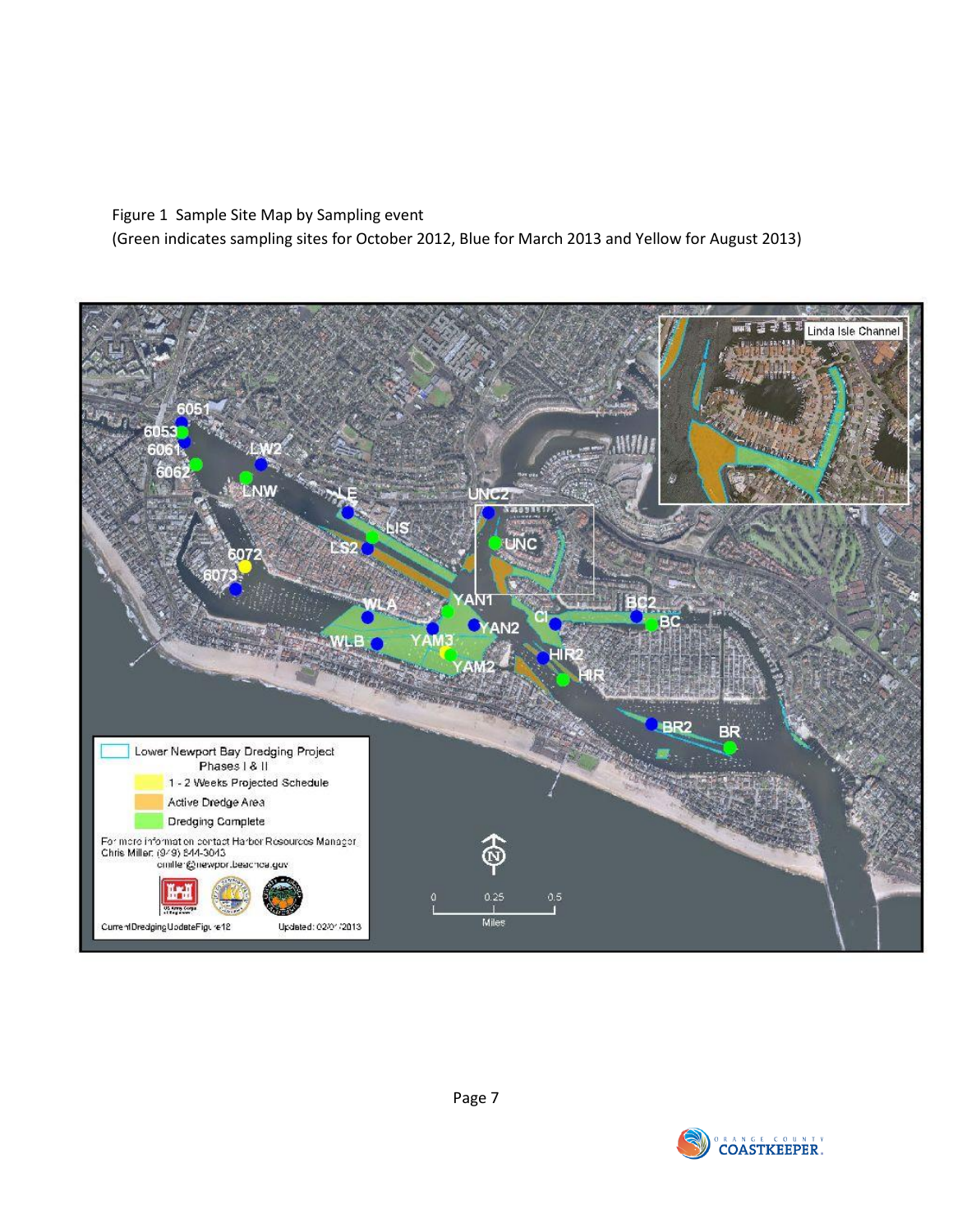Figure 1 Sample Site Map by Sampling event
(Green indicates sampling sites for October 2012, Blue for March 2013 and Yellow for August 2013)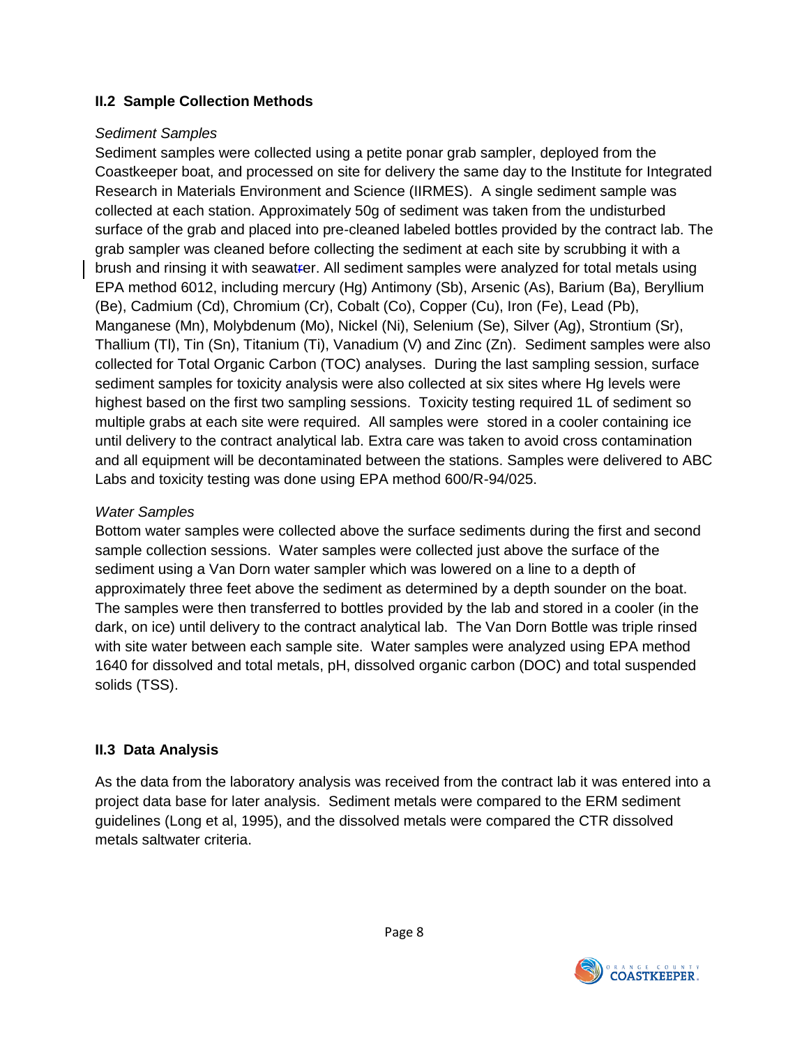## II.2 Sample Collection Methods

*Sediment Samples*

Sediment samples were collected using a petite ponar grab sampler, deployed from the Coastkeeper boat, and processed on site for delivery the same day to the Institute for Integrated Research in Materials Environment and Science (IIRMES). A single sediment sample was collected at each station. Approximately 50g of sediment was taken from the undisturbed surface of the grab and placed into pre-cleaned labeled bottles provided by the contract lab. The grab sampler was cleaned before collecting the sediment at each site by scrubbing it with a brush and rinsing it with seawater. All sediment samples were analyzed for total metals using EPA method 6012, including mercury (Hg) Antimony (Sb), Arsenic (As), Barium (Ba), Beryllium (Be), Cadmium (Cd), Chromium (Cr), Cobalt (Co), Copper (Cu), Iron (Fe), Lead (Pb), Manganese (Mn), Molybdenum (Mo), Nickel (Ni), Selenium (Se), Silver (Ag), Strontium (Sr), Thallium (Tl), Tin (Sn), Titanium (Ti), Vanadium (V) and Zinc (Zn). Sediment samples were also collected for Total Organic Carbon (TOC) analyses. During the last sampling session, surface sediment samples for toxicity analysis were also collected at six sites where Hg levels were highest based on the first two sampling sessions. Toxicity testing required 1L of sediment so multiple grabs at each site were required. All samples were stored in a cooler containing ice until delivery to the contract analytical lab. Extra care was taken to avoid cross contamination and all equipment will be decontaminated between the stations. Samples were delivered to ABC Labs and toxicity testing was done using EPA method 600/R-94/025.

*Water Samples*

Bottom water samples were collected above the surface sediments during the first and second sample collection sessions. Water samples were collected just above the surface of the sediment using a Van Dorn water sampler which was lowered on a line to a depth of approximately three feet above the sediment as determined by a depth sounder on the boat. The samples were then transferred to bottles provided by the lab and stored in a cooler (in the dark, on ice) until delivery to the contract analytical lab. The Van Dorn Bottle was triple rinsed with site water between each sample site. Water samples were analyzed using EPA method 1640 for dissolved and total metals, pH, dissolved organic carbon (DOC) and total suspended solids (TSS).

## II.3 Data Analysis

As the data from the laboratory analysis was received from the contract lab it was entered into a project data base for later analysis. Sediment metals were compared to the ERM sediment guidelines (Long et al, 1995), and the dissolved metals were compared the CTR dissolved metals saltwater criteria.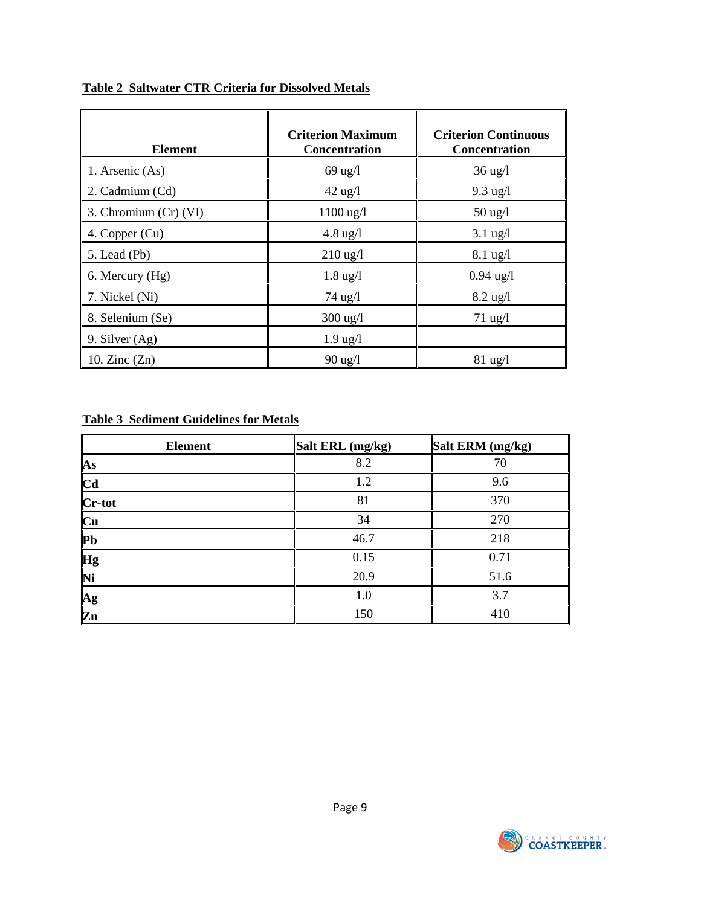**Table 2 Saltwater CTR Criteria for Dissolved Metals**

| Element | Criterion Maximum Concentration | Criterion Continuous Concentration |
|---|---|---|
| 1. Arsenic (As) | 69 ug/l | 36 ug/l |
| 2. Cadmium (Cd) | 42 ug/l | 9.3 ug/l |
| 3. Chromium (Cr) (VI) | 1100 ug/l | 50 ug/l |
| 4. Copper (Cu) | 4.8 ug/l | 3.1 ug/l |
| 5. Lead (Pb) | 210 ug/l | 8.1 ug/l |
| 6. Mercury (Hg) | 1.8 ug/l | 0.94 ug/l |
| 7. Nickel (Ni) | 74 ug/l | 8.2 ug/l |
| 8. Selenium (Se) | 300 ug/l | 71 ug/l |
| 9. Silver (Ag) | 1.9 ug/l | |
| 10. Zinc (Zn) | 90 ug/l | 81 ug/l |

**Table 3 Sediment Guidelines for Metals**

| Element | Salt ERL (mg/kg) | Salt ERM (mg/kg) |
|---|---|---|
| **As** | 8.2 | 70 |
| **Cd** | 1.2 | 9.6 |
| **Cr-tot** | 81 | 370 |
| **Cu** | 34 | 270 |
| **Pb** | 46.7 | 218 |
| **Hg** | 0.15 | 0.71 |
| **Ni** | 20.9 | 51.6 |
| **Ag** | 1.0 | 3.7 |
| **Zn** | 150 | 410 |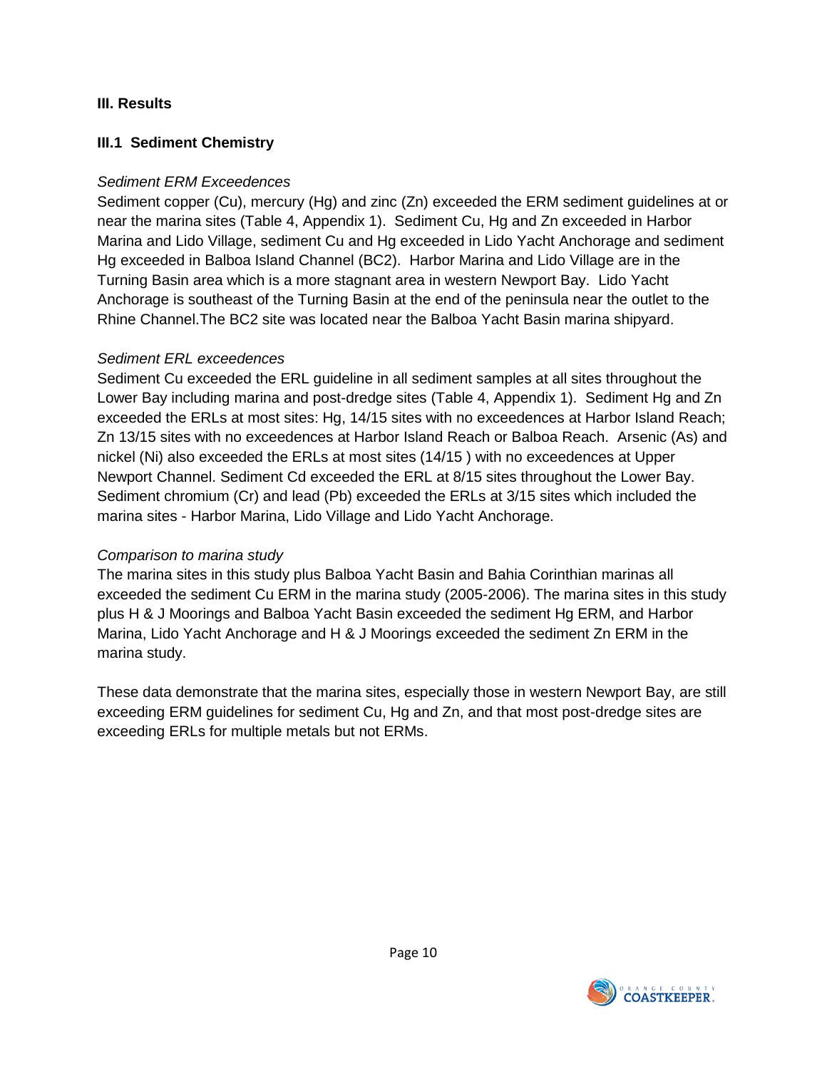## III. Results

### III.1 Sediment Chemistry

*Sediment ERM Exceedences*

Sediment copper (Cu), mercury (Hg) and zinc (Zn) exceeded the ERM sediment guidelines at or near the marina sites (Table 4, Appendix 1). Sediment Cu, Hg and Zn exceeded in Harbor Marina and Lido Village, sediment Cu and Hg exceeded in Lido Yacht Anchorage and sediment Hg exceeded in Balboa Island Channel (BC2). Harbor Marina and Lido Village are in the Turning Basin area which is a more stagnant area in western Newport Bay. Lido Yacht Anchorage is southeast of the Turning Basin at the end of the peninsula near the outlet to the Rhine Channel.The BC2 site was located near the Balboa Yacht Basin marina shipyard.

*Sediment ERL exceedences*

Sediment Cu exceeded the ERL guideline in all sediment samples at all sites throughout the Lower Bay including marina and post-dredge sites (Table 4, Appendix 1). Sediment Hg and Zn exceeded the ERLs at most sites: Hg, 14/15 sites with no exceedences at Harbor Island Reach; Zn 13/15 sites with no exceedences at Harbor Island Reach or Balboa Reach. Arsenic (As) and nickel (Ni) also exceeded the ERLs at most sites (14/15 ) with no exceedences at Upper Newport Channel. Sediment Cd exceeded the ERL at 8/15 sites throughout the Lower Bay. Sediment chromium (Cr) and lead (Pb) exceeded the ERLs at 3/15 sites which included the marina sites - Harbor Marina, Lido Village and Lido Yacht Anchorage.

*Comparison to marina study*

The marina sites in this study plus Balboa Yacht Basin and Bahia Corinthian marinas all exceeded the sediment Cu ERM in the marina study (2005-2006). The marina sites in this study plus H & J Moorings and Balboa Yacht Basin exceeded the sediment Hg ERM, and Harbor Marina, Lido Yacht Anchorage and H & J Moorings exceeded the sediment Zn ERM in the marina study.

These data demonstrate that the marina sites, especially those in western Newport Bay, are still exceeding ERM guidelines for sediment Cu, Hg and Zn, and that most post-dredge sites are exceeding ERLs for multiple metals but not ERMs.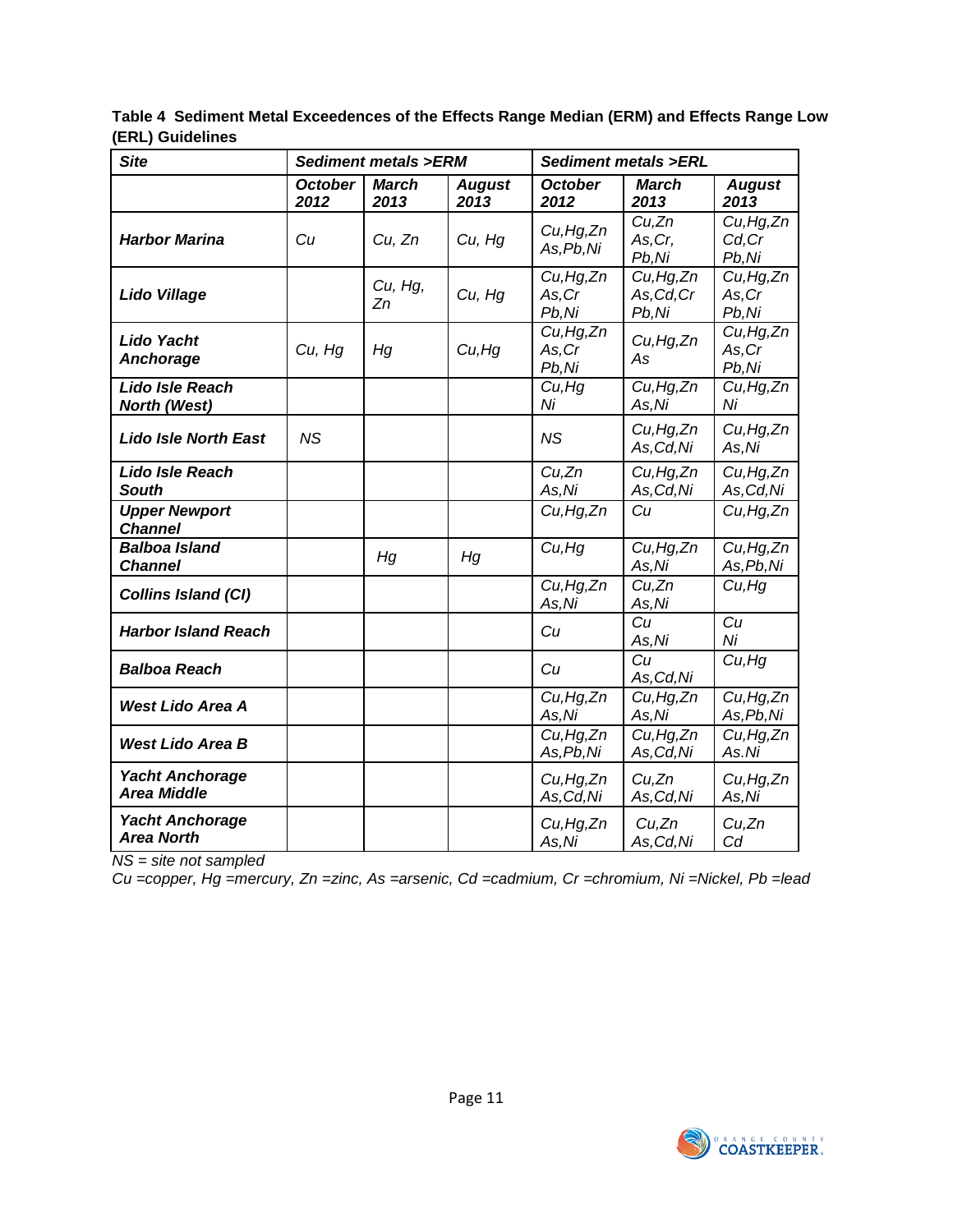**Table 4 Sediment Metal Exceedences of the Effects Range Median (ERM) and Effects Range Low (ERL) Guidelines**

| *Site* | *Sediment metals >ERM* | | | *Sediment metals >ERL* | | |
|---|---|---|---|---|---|---|
| | *October 2012* | *March 2013* | *August 2013* | *October 2012* | *March 2013* | *August 2013* |
| ***Harbor Marina*** | *Cu* | *Cu, Zn* | *Cu, Hg* | *Cu,Hg,Zn As,Pb,Ni* | *Cu,Zn As,Cr, Pb,Ni* | *Cu,Hg,Zn Cd,Cr Pb,Ni* |
| ***Lido Village*** | | *Cu, Hg, Zn* | *Cu, Hg* | *Cu,Hg,Zn As,Cr Pb,Ni* | *Cu,Hg,Zn As,Cd,Cr Pb,Ni* | *Cu,Hg,Zn As,Cr Pb,Ni* |
| ***Lido Yacht Anchorage*** | *Cu, Hg* | *Hg* | *Cu,Hg* | *Cu,Hg,Zn As,Cr Pb,Ni* | *Cu,Hg,Zn As* | *Cu,Hg,Zn As,Cr Pb,Ni* |
| ***Lido Isle Reach North (West)*** | | | | *Cu,Hg Ni* | *Cu,Hg,Zn As,Ni* | *Cu,Hg,Zn Ni* |
| ***Lido Isle North East*** | *NS* | | | *NS* | *Cu,Hg,Zn As,Cd,Ni* | *Cu,Hg,Zn As,Ni* |
| ***Lido Isle Reach South*** | | | | *Cu,Zn As,Ni* | *Cu,Hg,Zn As,Cd,Ni* | *Cu,Hg,Zn As,Cd,Ni* |
| ***Upper Newport Channel*** | | | | *Cu,Hg,Zn* | *Cu* | *Cu,Hg,Zn* |
| ***Balboa Island Channel*** | | *Hg* | *Hg* | *Cu,Hg* | *Cu,Hg,Zn As,Ni* | *Cu,Hg,Zn As,Pb,Ni* |
| ***Collins Island (CI)*** | | | | *Cu,Hg,Zn As,Ni* | *Cu,Zn As,Ni* | *Cu,Hg* |
| ***Harbor Island Reach*** | | | | *Cu* | *Cu As,Ni* | *Cu Ni* |
| ***Balboa Reach*** | | | | *Cu* | *Cu As,Cd,Ni* | *Cu,Hg* |
| ***West Lido Area A*** | | | | *Cu,Hg,Zn As,Ni* | *Cu,Hg,Zn As,Ni* | *Cu,Hg,Zn As,Pb,Ni* |
| ***West Lido Area B*** | | | | *Cu,Hg,Zn As,Pb,Ni* | *Cu,Hg,Zn As,Cd,Ni* | *Cu,Hg,Zn As.Ni* |
| ***Yacht Anchorage Area Middle*** | | | | *Cu,Hg,Zn As,Cd,Ni* | *Cu,Zn As,Cd,Ni* | *Cu,Hg,Zn As,Ni* |
| ***Yacht Anchorage Area North*** | | | | *Cu,Hg,Zn As,Ni* | *Cu,Zn As,Cd,Ni* | *Cu,Zn Cd* |

*NS = site not sampled*

*Cu =copper, Hg =mercury, Zn =zinc, As =arsenic, Cd =cadmium, Cr =chromium, Ni =Nickel, Pb =lead*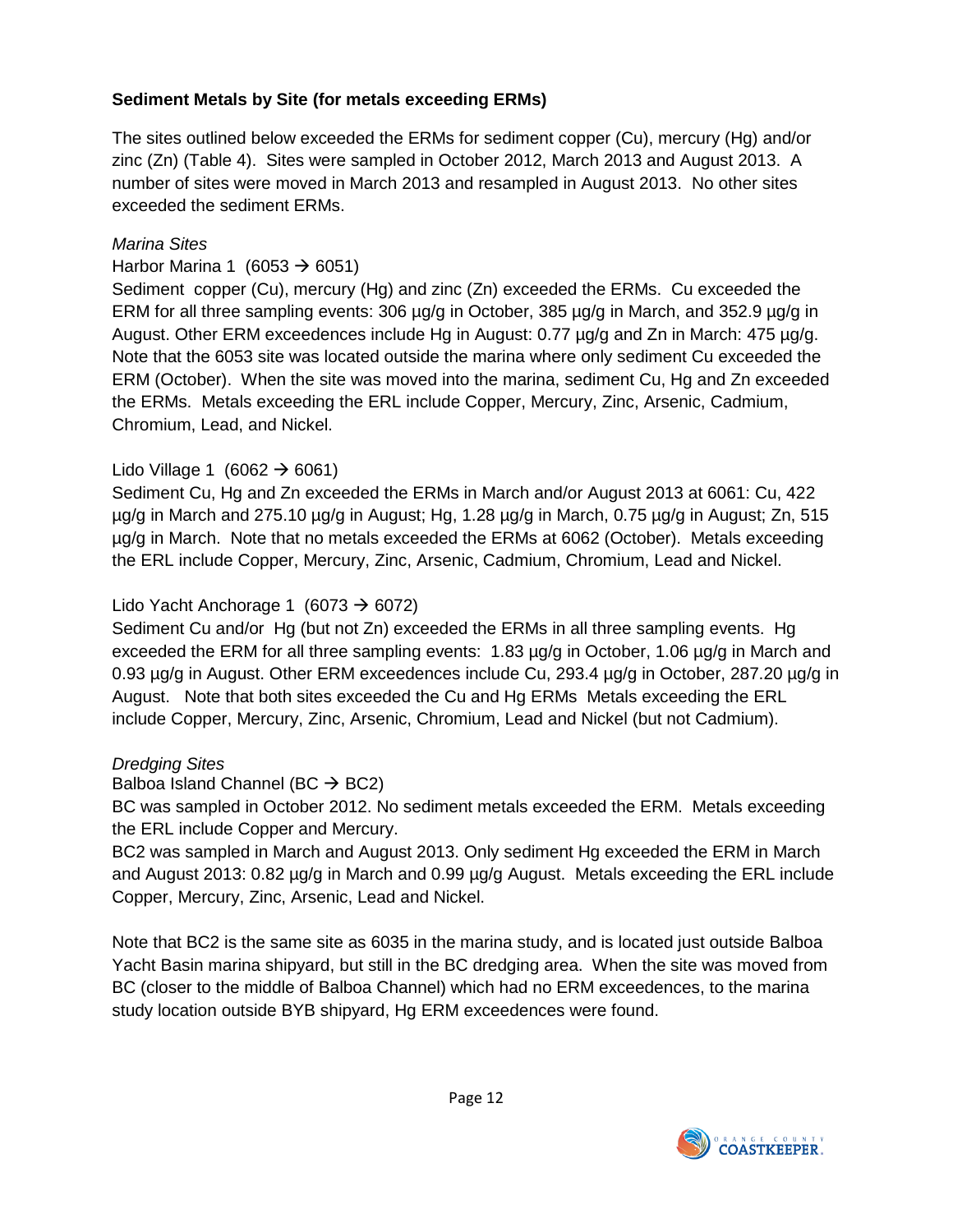**Sediment Metals by Site (for metals exceeding ERMs)**

The sites outlined below exceeded the ERMs for sediment copper (Cu), mercury (Hg) and/or zinc (Zn) (Table 4). Sites were sampled in October 2012, March 2013 and August 2013. A number of sites were moved in March 2013 and resampled in August 2013. No other sites exceeded the sediment ERMs.

*Marina Sites*

Harbor Marina 1 (6053 → 6051)

Sediment copper (Cu), mercury (Hg) and zinc (Zn) exceeded the ERMs. Cu exceeded the ERM for all three sampling events: 306 µg/g in October, 385 µg/g in March, and 352.9 µg/g in August. Other ERM exceedences include Hg in August: 0.77 µg/g and Zn in March: 475 µg/g. Note that the 6053 site was located outside the marina where only sediment Cu exceeded the ERM (October). When the site was moved into the marina, sediment Cu, Hg and Zn exceeded the ERMs. Metals exceeding the ERL include Copper, Mercury, Zinc, Arsenic, Cadmium, Chromium, Lead, and Nickel.

Lido Village 1 (6062 → 6061)

Sediment Cu, Hg and Zn exceeded the ERMs in March and/or August 2013 at 6061: Cu, 422 µg/g in March and 275.10 µg/g in August; Hg, 1.28 µg/g in March, 0.75 µg/g in August; Zn, 515 µg/g in March. Note that no metals exceeded the ERMs at 6062 (October). Metals exceeding the ERL include Copper, Mercury, Zinc, Arsenic, Cadmium, Chromium, Lead and Nickel.

Lido Yacht Anchorage 1 (6073 → 6072)

Sediment Cu and/or Hg (but not Zn) exceeded the ERMs in all three sampling events. Hg exceeded the ERM for all three sampling events: 1.83 µg/g in October, 1.06 µg/g in March and 0.93 µg/g in August. Other ERM exceedences include Cu, 293.4 µg/g in October, 287.20 µg/g in August. Note that both sites exceeded the Cu and Hg ERMs Metals exceeding the ERL include Copper, Mercury, Zinc, Arsenic, Chromium, Lead and Nickel (but not Cadmium).

*Dredging Sites*

Balboa Island Channel (BC → BC2)

BC was sampled in October 2012. No sediment metals exceeded the ERM. Metals exceeding the ERL include Copper and Mercury.

BC2 was sampled in March and August 2013. Only sediment Hg exceeded the ERM in March and August 2013: 0.82 µg/g in March and 0.99 µg/g August. Metals exceeding the ERL include Copper, Mercury, Zinc, Arsenic, Lead and Nickel.

Note that BC2 is the same site as 6035 in the marina study, and is located just outside Balboa Yacht Basin marina shipyard, but still in the BC dredging area. When the site was moved from BC (closer to the middle of Balboa Channel) which had no ERM exceedences, to the marina study location outside BYB shipyard, Hg ERM exceedences were found.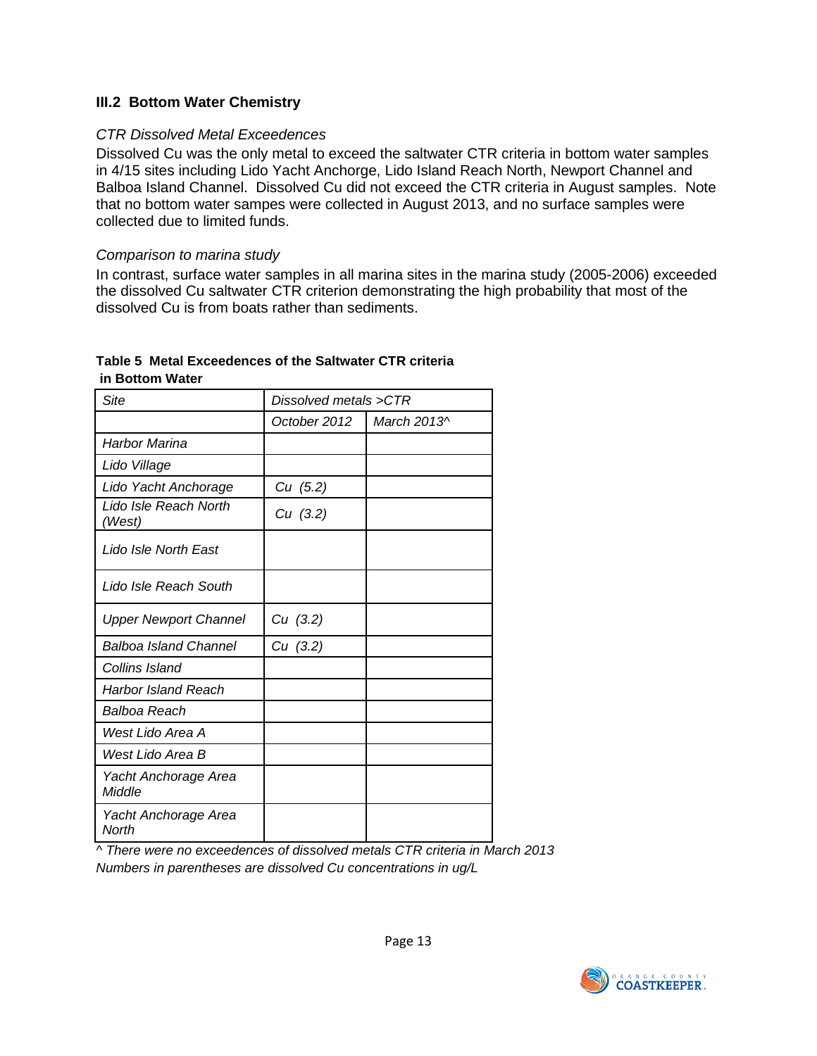### III.2 Bottom Water Chemistry

*CTR Dissolved Metal Exceedences*

Dissolved Cu was the only metal to exceed the saltwater CTR criteria in bottom water samples in 4/15 sites including Lido Yacht Anchorge, Lido Island Reach North, Newport Channel and Balboa Island Channel. Dissolved Cu did not exceed the CTR criteria in August samples. Note that no bottom water sampes were collected in August 2013, and no surface samples were collected due to limited funds.

*Comparison to marina study*

In contrast, surface water samples in all marina sites in the marina study (2005-2006) exceeded the dissolved Cu saltwater CTR criterion demonstrating the high probability that most of the dissolved Cu is from boats rather than sediments.

**Table 5 Metal Exceedences of the Saltwater CTR criteria in Bottom Water**

| *Site* | *Dissolved metals >CTR* | |
|---|---|---|
| | *October 2012* | *March 2013^* |
| *Harbor Marina* | | |
| *Lido Village* | | |
| *Lido Yacht Anchorage* | *Cu (5.2)* | |
| *Lido Isle Reach North (West)* | *Cu (3.2)* | |
| *Lido Isle North East* | | |
| *Lido Isle Reach South* | | |
| *Upper Newport Channel* | *Cu (3.2)* | |
| *Balboa Island Channel* | *Cu (3.2)* | |
| *Collins Island* | | |
| *Harbor Island Reach* | | |
| *Balboa Reach* | | |
| *West Lido Area A* | | |
| *West Lido Area B* | | |
| *Yacht Anchorage Area Middle* | | |
| *Yacht Anchorage Area North* | | |

*^ There were no exceedences of dissolved metals CTR criteria in March 2013*
*Numbers in parentheses are dissolved Cu concentrations in ug/L*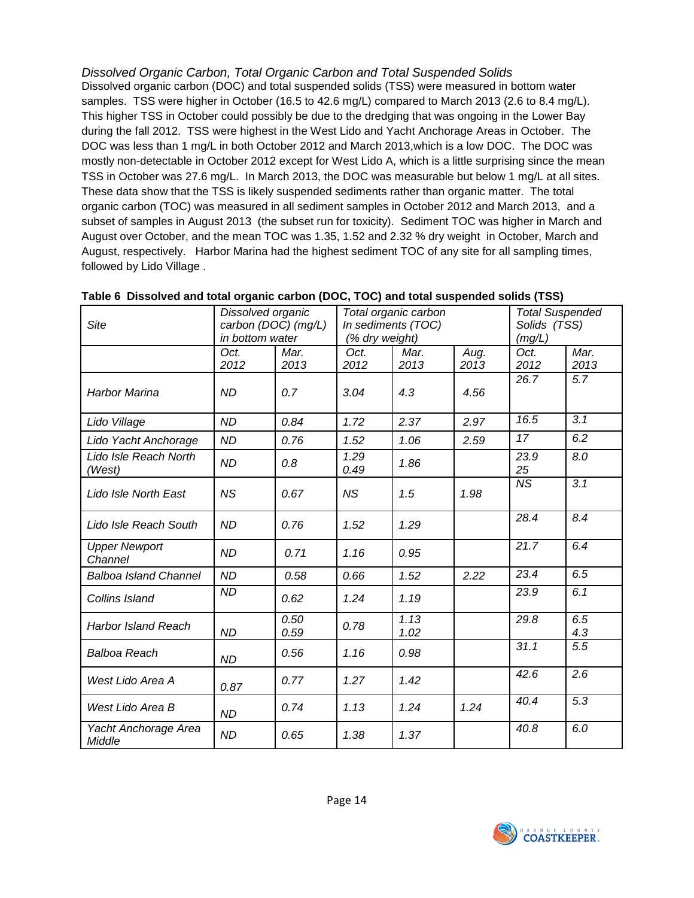### *Dissolved Organic Carbon, Total Organic Carbon and Total Suspended Solids*

Dissolved organic carbon (DOC) and total suspended solids (TSS) were measured in bottom water samples. TSS were higher in October (16.5 to 42.6 mg/L) compared to March 2013 (2.6 to 8.4 mg/L). This higher TSS in October could possibly be due to the dredging that was ongoing in the Lower Bay during the fall 2012. TSS were highest in the West Lido and Yacht Anchorage Areas in October. The DOC was less than 1 mg/L in both October 2012 and March 2013,which is a low DOC. The DOC was mostly non-detectable in October 2012 except for West Lido A, which is a little surprising since the mean TSS in October was 27.6 mg/L. In March 2013, the DOC was measurable but below 1 mg/L at all sites. These data show that the TSS is likely suspended sediments rather than organic matter. The total organic carbon (TOC) was measured in all sediment samples in October 2012 and March 2013, and a subset of samples in August 2013 (the subset run for toxicity). Sediment TOC was higher in March and August over October, and the mean TOC was 1.35, 1.52 and 2.32 % dry weight in October, March and August, respectively. Harbor Marina had the highest sediment TOC of any site for all sampling times, followed by Lido Village .

**Table 6 Dissolved and total organic carbon (DOC, TOC) and total suspended solids (TSS)**

| *Site* | *Dissolved organic carbon (DOC) (mg/L) in bottom water* | | *Total organic carbon In sediments (TOC) (% dry weight)* | | | *Total Suspended Solids (TSS) (mg/L)* | |
|---|---|---|---|---|---|---|---|
| | *Oct. 2012* | *Mar. 2013* | *Oct. 2012* | *Mar. 2013* | *Aug. 2013* | *Oct. 2012* | *Mar. 2013* |
| *Harbor Marina* | *ND* | *0.7* | *3.04* | *4.3* | *4.56* | *26.7* | *5.7* |
| *Lido Village* | *ND* | *0.84* | *1.72* | *2.37* | *2.97* | *16.5* | *3.1* |
| *Lido Yacht Anchorage* | *ND* | *0.76* | *1.52* | *1.06* | *2.59* | *17* | *6.2* |
| *Lido Isle Reach North (West)* | *ND* | *0.8* | *1.29 0.49* | *1.86* | | *23.9 25* | *8.0* |
| *Lido Isle North East* | *NS* | *0.67* | *NS* | *1.5* | *1.98* | *NS* | *3.1* |
| *Lido Isle Reach South* | *ND* | *0.76* | *1.52* | *1.29* | | *28.4* | *8.4* |
| *Upper Newport Channel* | *ND* | *0.71* | *1.16* | *0.95* | | *21.7* | *6.4* |
| *Balboa Island Channel* | *ND* | *0.58* | *0.66* | *1.52* | *2.22* | *23.4* | *6.5* |
| *Collins Island* | *ND* | *0.62* | *1.24* | *1.19* | | *23.9* | *6.1* |
| *Harbor Island Reach* | *ND* | *0.50 0.59* | *0.78* | *1.13 1.02* | | *29.8* | *6.5 4.3* |
| *Balboa Reach* | *ND* | *0.56* | *1.16* | *0.98* | | *31.1* | *5.5* |
| *West Lido Area A* | *0.87* | *0.77* | *1.27* | *1.42* | | *42.6* | *2.6* |
| *West Lido Area B* | *ND* | *0.74* | *1.13* | *1.24* | *1.24* | *40.4* | *5.3* |
| *Yacht Anchorage Area Middle* | *ND* | *0.65* | *1.38* | *1.37* | | *40.8* | *6.0* |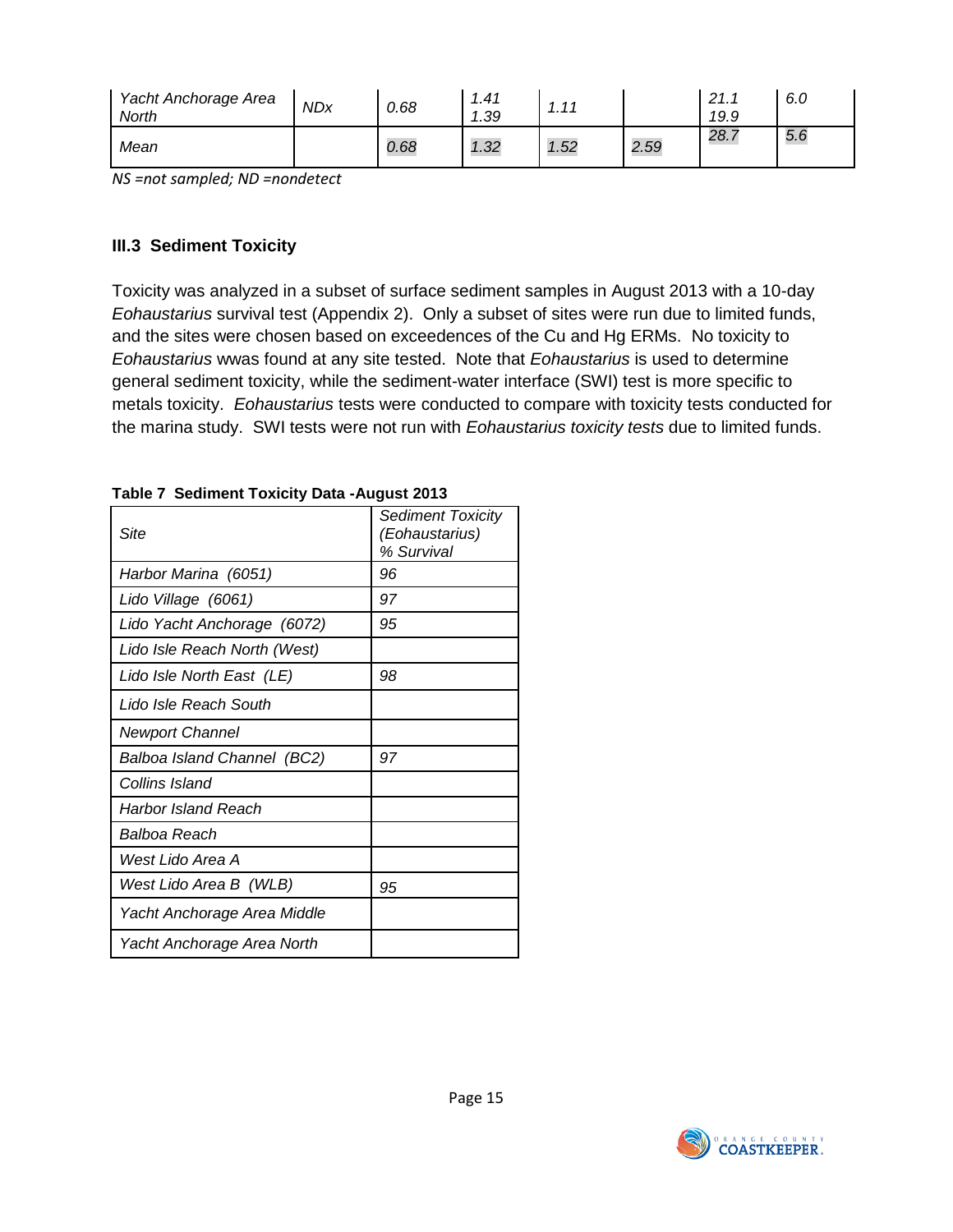| Yacht Anchorage Area North | NDx | 0.68 | 1.41<br>1.39 | 1.11 | | 21.1<br>19.9 | 6.0 |
|---|---|---|---|---|---|---|---|
| Mean | | 0.68 | 1.32 | 1.52 | 2.59 | 28.7 | 5.6 |

*NS =not sampled; ND =nondetect*

### III.3 Sediment Toxicity

Toxicity was analyzed in a subset of surface sediment samples in August 2013 with a 10-day *Eohaustarius* survival test (Appendix 2). Only a subset of sites were run due to limited funds, and the sites were chosen based on exceedences of the Cu and Hg ERMs. No toxicity to *Eohaustarius* wwas found at any site tested. Note that *Eohaustarius* is used to determine general sediment toxicity, while the sediment-water interface (SWI) test is more specific to metals toxicity. *Eohaustarius* tests were conducted to compare with toxicity tests conducted for the marina study. SWI tests were not run with *Eohaustarius toxicity tests* due to limited funds.

**Table 7 Sediment Toxicity Data -August 2013**

| Site | Sediment Toxicity (Eohaustarius) % Survival |
|---|---|
| Harbor Marina (6051) | 96 |
| Lido Village (6061) | 97 |
| Lido Yacht Anchorage (6072) | 95 |
| Lido Isle Reach North (West) | |
| Lido Isle North East (LE) | 98 |
| Lido Isle Reach South | |
| Newport Channel | |
| Balboa Island Channel (BC2) | 97 |
| Collins Island | |
| Harbor Island Reach | |
| Balboa Reach | |
| West Lido Area A | |
| West Lido Area B (WLB) | 95 |
| Yacht Anchorage Area Middle | |
| Yacht Anchorage Area North | |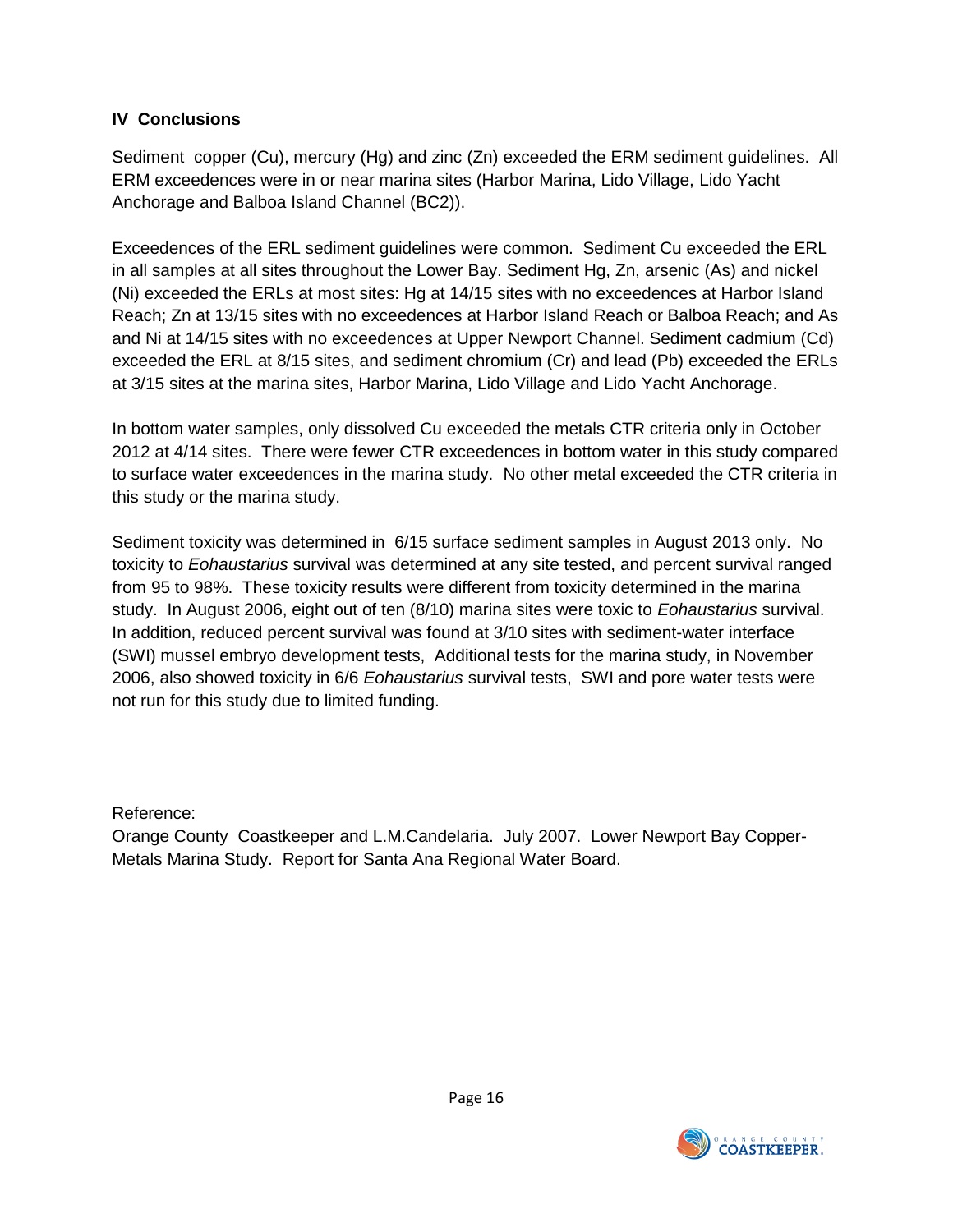## IV Conclusions

Sediment copper (Cu), mercury (Hg) and zinc (Zn) exceeded the ERM sediment guidelines. All ERM exceedences were in or near marina sites (Harbor Marina, Lido Village, Lido Yacht Anchorage and Balboa Island Channel (BC2)).

Exceedences of the ERL sediment guidelines were common. Sediment Cu exceeded the ERL in all samples at all sites throughout the Lower Bay. Sediment Hg, Zn, arsenic (As) and nickel (Ni) exceeded the ERLs at most sites: Hg at 14/15 sites with no exceedences at Harbor Island Reach; Zn at 13/15 sites with no exceedences at Harbor Island Reach or Balboa Reach; and As and Ni at 14/15 sites with no exceedences at Upper Newport Channel. Sediment cadmium (Cd) exceeded the ERL at 8/15 sites, and sediment chromium (Cr) and lead (Pb) exceeded the ERLs at 3/15 sites at the marina sites, Harbor Marina, Lido Village and Lido Yacht Anchorage.

In bottom water samples, only dissolved Cu exceeded the metals CTR criteria only in October 2012 at 4/14 sites. There were fewer CTR exceedences in bottom water in this study compared to surface water exceedences in the marina study. No other metal exceeded the CTR criteria in this study or the marina study.

Sediment toxicity was determined in 6/15 surface sediment samples in August 2013 only. No toxicity to *Eohaustarius* survival was determined at any site tested, and percent survival ranged from 95 to 98%. These toxicity results were different from toxicity determined in the marina study. In August 2006, eight out of ten (8/10) marina sites were toxic to *Eohaustarius* survival. In addition, reduced percent survival was found at 3/10 sites with sediment-water interface (SWI) mussel embryo development tests, Additional tests for the marina study, in November 2006, also showed toxicity in 6/6 *Eohaustarius* survival tests, SWI and pore water tests were not run for this study due to limited funding.

Reference:
Orange County Coastkeeper and L.M.Candelaria. July 2007. Lower Newport Bay Copper-Metals Marina Study. Report for Santa Ana Regional Water Board.